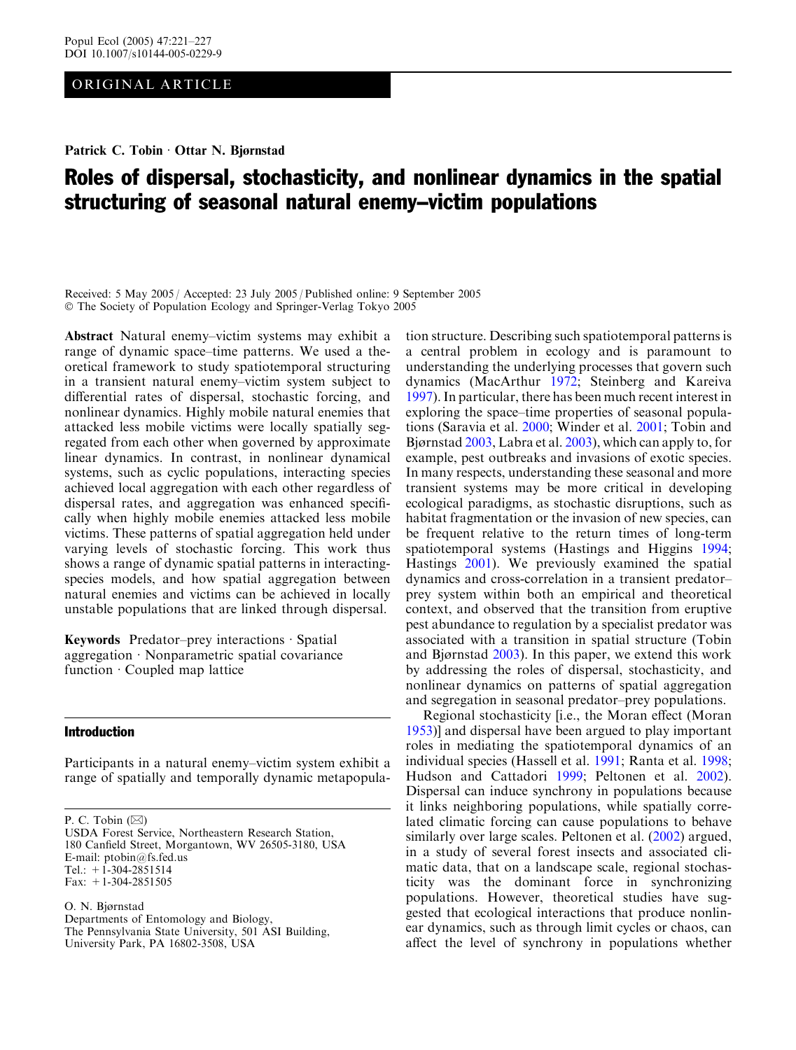ORIGINAL ARTICLE

Patrick C. Tobin · Ottar N. Bjørnstad

# Roles of dispersal, stochasticity, and nonlinear dynamics in the spatial structuring of seasonal natural enemy–victim populations

Received: 5 May 2005 / Accepted: 23 July 2005 / Published online: 9 September 2005
© The Society of Population Ecology and Springer-Verlag Tokyo 2005

**Abstract** Natural enemy–victim systems may exhibit a range of dynamic space–time patterns. We used a theoretical framework to study spatiotemporal structuring in a transient natural enemy–victim system subject to differential rates of dispersal, stochastic forcing, and nonlinear dynamics. Highly mobile natural enemies that attacked less mobile victims were locally spatially segregated from each other when governed by approximate linear dynamics. In contrast, in nonlinear dynamical systems, such as cyclic populations, interacting species achieved local aggregation with each other regardless of dispersal rates, and aggregation was enhanced specifically when highly mobile enemies attacked less mobile victims. These patterns of spatial aggregation held under varying levels of stochastic forcing. This work thus shows a range of dynamic spatial patterns in interacting-species models, and how spatial aggregation between natural enemies and victims can be achieved in locally unstable populations that are linked through dispersal.

**Keywords** Predator–prey interactions · Spatial aggregation · Nonparametric spatial covariance function · Coupled map lattice

## Introduction

Participants in a natural enemy–victim system exhibit a range of spatially and temporally dynamic metapopulation structure. Describing such spatiotemporal patterns is a central problem in ecology and is paramount to understanding the underlying processes that govern such dynamics (MacArthur 1972; Steinberg and Kareiva 1997). In particular, there has been much recent interest in exploring the space–time properties of seasonal populations (Saravia et al. 2000; Winder et al. 2001; Tobin and Bjørnstad 2003, Labra et al. 2003), which can apply to, for example, pest outbreaks and invasions of exotic species. In many respects, understanding these seasonal and more transient systems may be more critical in developing ecological paradigms, as stochastic disruptions, such as habitat fragmentation or the invasion of new species, can be frequent relative to the return times of long-term spatiotemporal systems (Hastings and Higgins 1994; Hastings 2001). We previously examined the spatial dynamics and cross-correlation in a transient predator–prey system within both an empirical and theoretical context, and observed that the transition from eruptive pest abundance to regulation by a specialist predator was associated with a transition in spatial structure (Tobin and Bjørnstad 2003). In this paper, we extend this work by addressing the roles of dispersal, stochasticity, and nonlinear dynamics on patterns of spatial aggregation and segregation in seasonal predator–prey populations.

Regional stochasticity [i.e., the Moran effect (Moran 1953)] and dispersal have been argued to play important roles in mediating the spatiotemporal dynamics of an individual species (Hassell et al. 1991; Ranta et al. 1998; Hudson and Cattadori 1999; Peltonen et al. 2002). Dispersal can induce synchrony in populations because it links neighboring populations, while spatially correlated climatic forcing can cause populations to behave similarly over large scales. Peltonen et al. (2002) argued, in a study of several forest insects and associated climatic data, that on a landscape scale, regional stochasticity was the dominant force in synchronizing populations. However, theoretical studies have suggested that ecological interactions that produce nonlinear dynamics, such as through limit cycles or chaos, can affect the level of synchrony in populations whether

P. C. Tobin (✉)
USDA Forest Service, Northeastern Research Station,
180 Canfield Street, Morgantown, WV 26505-3180, USA
E-mail: ptobin@fs.fed.us
Tel.: +1-304-2851514
Fax: +1-304-2851505

O. N. Bjørnstad
Departments of Entomology and Biology,
The Pennsylvania State University, 501 ASI Building,
University Park, PA 16802-3508, USA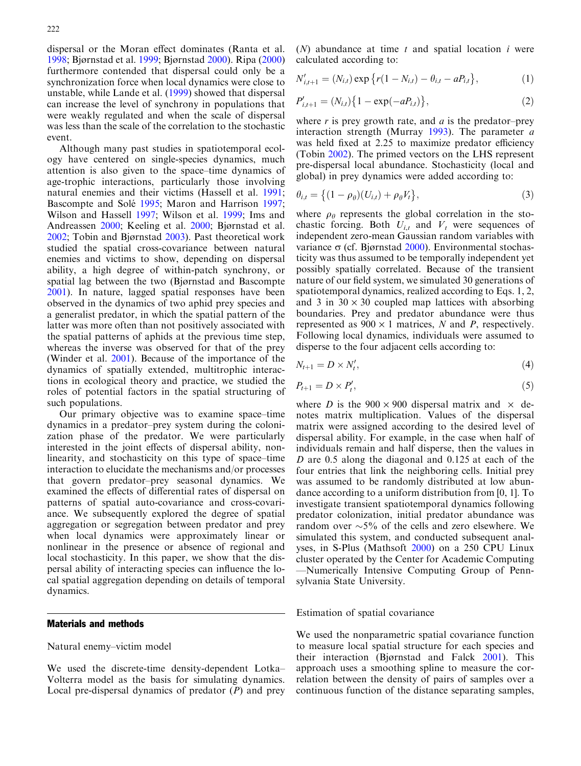dispersal or the Moran effect dominates (Ranta et al. 1998; Bjørnstad et al. 1999; Bjørnstad 2000). Ripa (2000) furthermore contended that dispersal could only be a synchronization force when local dynamics were close to unstable, while Lande et al. (1999) showed that dispersal can increase the level of synchrony in populations that were weakly regulated and when the scale of dispersal was less than the scale of the correlation to the stochastic event.

Although many past studies in spatiotemporal ecology have centered on single-species dynamics, much attention is also given to the space–time dynamics of age-trophic interactions, particularly those involving natural enemies and their victims (Hassell et al. 1991; Bascompte and Solé 1995; Maron and Harrison 1997; Wilson and Hassell 1997; Wilson et al. 1999; Ims and Andreassen 2000; Keeling et al. 2000; Bjørnstad et al. 2002; Tobin and Bjørnstad 2003). Past theoretical work studied the spatial cross-covariance between natural enemies and victims to show, depending on dispersal ability, a high degree of within-patch synchrony, or spatial lag between the two (Bjørnstad and Bascompte 2001). In nature, lagged spatial responses have been observed in the dynamics of two aphid prey species and a generalist predator, in which the spatial pattern of the latter was more often than not positively associated with the spatial patterns of aphids at the previous time step, whereas the inverse was observed for that of the prey (Winder et al. 2001). Because of the importance of the dynamics of spatially extended, multitrophic interactions in ecological theory and practice, we studied the roles of potential factors in the spatial structuring of such populations.

Our primary objective was to examine space–time dynamics in a predator–prey system during the colonization phase of the predator. We were particularly interested in the joint effects of dispersal ability, nonlinearity, and stochasticity on this type of space–time interaction to elucidate the mechanisms and/or processes that govern predator–prey seasonal dynamics. We examined the effects of differential rates of dispersal on patterns of spatial auto-covariance and cross-covariance. We subsequently explored the degree of spatial aggregation or segregation between predator and prey when local dynamics were approximately linear or nonlinear in the presence or absence of regional and local stochasticity. In this paper, we show that the dispersal ability of interacting species can influence the local spatial aggregation depending on details of temporal dynamics.

## Materials and methods

### Natural enemy–victim model

We used the discrete-time density-dependent Lotka–Volterra model as the basis for simulating dynamics. Local pre-dispersal dynamics of predator ($P$) and prey ($N$) abundance at time $t$ and spatial location $i$ were calculated according to:

$$N'_{i,t+1} = (N_{i,t}) \exp\{r(1 - N_{i,t}) - \theta_{i,t} - aP_{i,t}\}, \tag{1}$$

$$P'_{i,t+1} = (N_{i,t})\{1 - \exp(-aP_{i,t})\}, \tag{2}$$

where $r$ is prey growth rate, and $a$ is the predator–prey interaction strength (Murray 1993). The parameter $a$ was held fixed at 2.25 to maximize predator efficiency (Tobin 2002). The primed vectors on the LHS represent pre-dispersal local abundance. Stochasticity (local and global) in prey dynamics were added according to:

$$\theta_{i,t} = \{(1 - \rho_\theta)(U_{i,t}) + \rho_\theta V_t\}, \tag{3}$$

where $\rho_\theta$ represents the global correlation in the stochastic forcing. Both $U_{i,t}$ and $V_t$ were sequences of independent zero-mean Gaussian random variables with variance σ (cf. Bjørnstad 2000). Environmental stochasticity was thus assumed to be temporally independent yet possibly spatially correlated. Because of the transient nature of our field system, we simulated 30 generations of spatiotemporal dynamics, realized according to Eqs. 1, 2, and 3 in 30 × 30 coupled map lattices with absorbing boundaries. Prey and predator abundance were thus represented as 900 × 1 matrices, $N$ and $P$, respectively. Following local dynamics, individuals were assumed to disperse to the four adjacent cells according to:

$$N_{t+1} = D \times N'_t, \tag{4}$$

$$P_{t+1} = D \times P'_t, \tag{5}$$

where $D$ is the 900 × 900 dispersal matrix and × denotes matrix multiplication. Values of the dispersal matrix were assigned according to the desired level of dispersal ability. For example, in the case when half of individuals remain and half disperse, then the values in $D$ are 0.5 along the diagonal and 0.125 at each of the four entries that link the neighboring cells. Initial prey was assumed to be randomly distributed at low abundance according to a uniform distribution from [0, 1]. To investigate transient spatiotemporal dynamics following predator colonization, initial predator abundance was random over ~5% of the cells and zero elsewhere. We simulated this system, and conducted subsequent analyses, in S-Plus (Mathsoft 2000) on a 250 CPU Linux cluster operated by the Center for Academic Computing —Numerically Intensive Computing Group of Pennsylvania State University.

### Estimation of spatial covariance

We used the nonparametric spatial covariance function to measure local spatial structure for each species and their interaction (Bjørnstad and Falck 2001). This approach uses a smoothing spline to measure the correlation between the density of pairs of samples over a continuous function of the distance separating samples,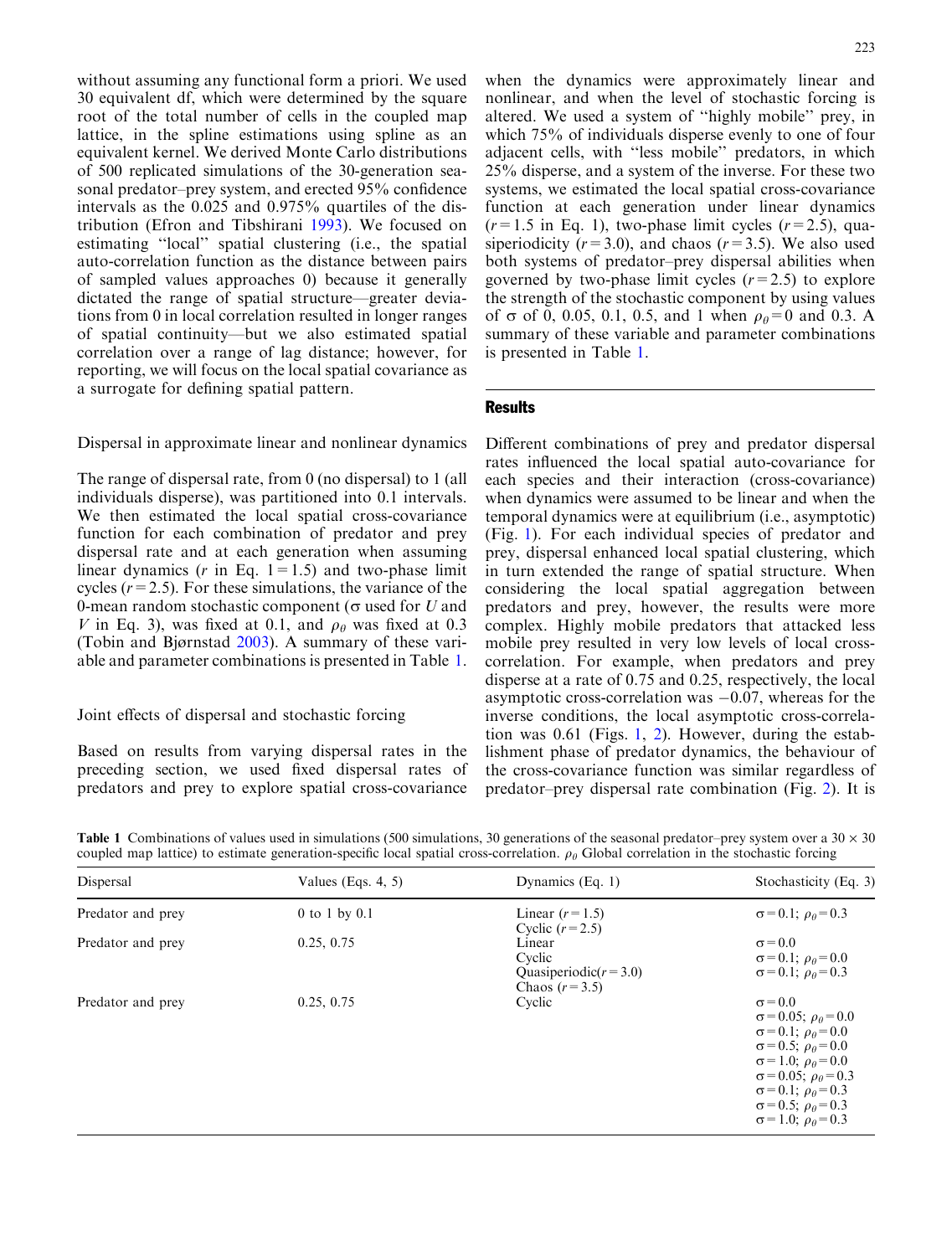without assuming any functional form a priori. We used 30 equivalent df, which were determined by the square root of the total number of cells in the coupled map lattice, in the spline estimations using spline as an equivalent kernel. We derived Monte Carlo distributions of 500 replicated simulations of the 30-generation seasonal predator–prey system, and erected 95% confidence intervals as the 0.025 and 0.975% quartiles of the distribution (Efron and Tibshirani 1993). We focused on estimating "local" spatial clustering (i.e., the spatial auto-correlation function as the distance between pairs of sampled values approaches 0) because it generally dictated the range of spatial structure—greater deviations from 0 in local correlation resulted in longer ranges of spatial continuity—but we also estimated spatial correlation over a range of lag distance; however, for reporting, we will focus on the local spatial covariance as a surrogate for defining spatial pattern.

### Dispersal in approximate linear and nonlinear dynamics

The range of dispersal rate, from 0 (no dispersal) to 1 (all individuals disperse), was partitioned into 0.1 intervals. We then estimated the local spatial cross-covariance function for each combination of predator and prey dispersal rate and at each generation when assuming linear dynamics ($r$ in Eq. 1 = 1.5) and two-phase limit cycles ($r = 2.5$). For these simulations, the variance of the 0-mean random stochastic component ($\sigma$ used for $U$ and $V$ in Eq. 3), was fixed at 0.1, and $\rho_\theta$ was fixed at 0.3 (Tobin and Bjørnstad 2003). A summary of these variable and parameter combinations is presented in Table 1.

### Joint effects of dispersal and stochastic forcing

Based on results from varying dispersal rates in the preceding section, we used fixed dispersal rates of predators and prey to explore spatial cross-covariance when the dynamics were approximately linear and nonlinear, and when the level of stochastic forcing is altered. We used a system of "highly mobile" prey, in which 75% of individuals disperse evenly to one of four adjacent cells, with "less mobile" predators, in which 25% disperse, and a system of the inverse. For these two systems, we estimated the local spatial cross-covariance function at each generation under linear dynamics ($r = 1.5$ in Eq. 1), two-phase limit cycles ($r = 2.5$), quasiperiodicity ($r = 3.0$), and chaos ($r = 3.5$). We also used both systems of predator–prey dispersal abilities when governed by two-phase limit cycles ($r = 2.5$) to explore the strength of the stochastic component by using values of $\sigma$ of 0, 0.05, 0.1, 0.5, and 1 when $\rho_\theta = 0$ and 0.3. A summary of these variable and parameter combinations is presented in Table 1.

## Results

Different combinations of prey and predator dispersal rates influenced the local spatial auto-covariance for each species and their interaction (cross-covariance) when dynamics were assumed to be linear and when the temporal dynamics were at equilibrium (i.e., asymptotic) (Fig. 1). For each individual species of predator and prey, dispersal enhanced local spatial clustering, which in turn extended the range of spatial structure. When considering the local spatial aggregation between predators and prey, however, the results were more complex. Highly mobile predators that attacked less mobile prey resulted in very low levels of local cross-correlation. For example, when predators and prey disperse at a rate of 0.75 and 0.25, respectively, the local asymptotic cross-correlation was −0.07, whereas for the inverse conditions, the local asymptotic cross-correlation was 0.61 (Figs. 1, 2). However, during the establishment phase of predator dynamics, the behaviour of the cross-covariance function was similar regardless of predator–prey dispersal rate combination (Fig. 2). It is

**Table 1** Combinations of values used in simulations (500 simulations, 30 generations of the seasonal predator–prey system over a 30 × 30 coupled map lattice) to estimate generation-specific local spatial cross-correlation. $\rho_\theta$ Global correlation in the stochastic forcing

| Dispersal | Values (Eqs. 4, 5) | Dynamics (Eq. 1) | Stochasticity (Eq. 3) |
|---|---|---|---|
| Predator and prey | 0 to 1 by 0.1 | Linear ($r = 1.5$)<br>Cyclic ($r = 2.5$) | $\sigma = 0.1$; $\rho_\theta = 0.3$ |
| Predator and prey | 0.25, 0.75 | Linear<br>Cyclic<br>Quasiperiodic($r = 3.0$)<br>Chaos ($r = 3.5$) | $\sigma = 0.0$<br>$\sigma = 0.1$; $\rho_\theta = 0.0$<br>$\sigma = 0.1$; $\rho_\theta = 0.3$ |
| Predator and prey | 0.25, 0.75 | Cyclic | $\sigma = 0.0$<br>$\sigma = 0.05$; $\rho_\theta = 0.0$<br>$\sigma = 0.1$; $\rho_\theta = 0.0$<br>$\sigma = 0.5$; $\rho_\theta = 0.0$<br>$\sigma = 1.0$; $\rho_\theta = 0.0$<br>$\sigma = 0.05$; $\rho_\theta = 0.3$<br>$\sigma = 0.1$; $\rho_\theta = 0.3$<br>$\sigma = 0.5$; $\rho_\theta = 0.3$<br>$\sigma = 1.0$; $\rho_\theta = 0.3$ |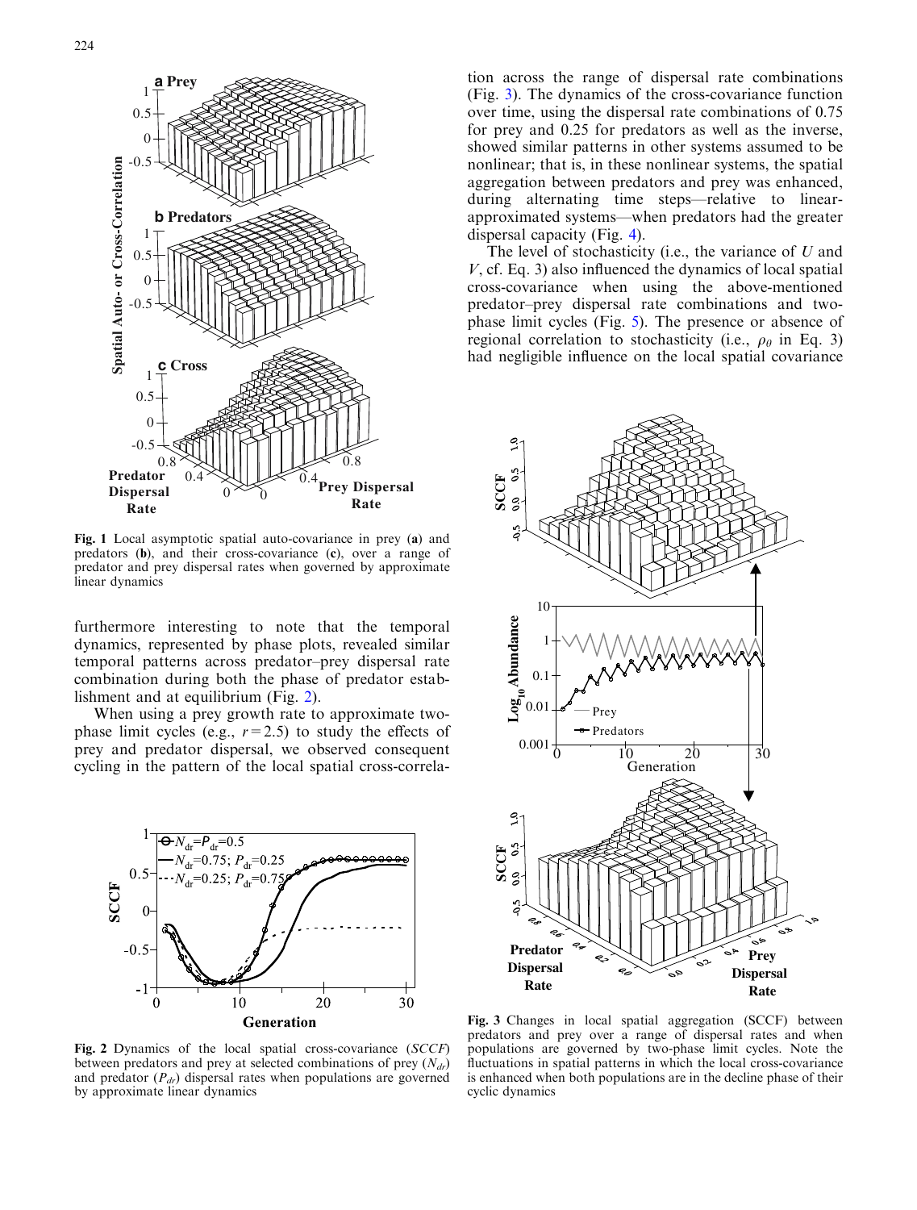**Fig. 1** Local asymptotic spatial auto-covariance in prey (**a**) and predators (**b**), and their cross-covariance (**c**), over a range of predator and prey dispersal rates when governed by approximate linear dynamics

furthermore interesting to note that the temporal dynamics, represented by phase plots, revealed similar temporal patterns across predator–prey dispersal rate combination during both the phase of predator establishment and at equilibrium (Fig. 2).

When using a prey growth rate to approximate two-phase limit cycles (e.g., $r = 2.5$) to study the effects of prey and predator dispersal, we observed consequent cycling in the pattern of the local spatial cross-correlation across the range of dispersal rate combinations (Fig. 3). The dynamics of the cross-covariance function over time, using the dispersal rate combinations of 0.75 for prey and 0.25 for predators as well as the inverse, showed similar patterns in other systems assumed to be nonlinear; that is, in these nonlinear systems, the spatial aggregation between predators and prey was enhanced, during alternating time steps—relative to linear-approximated systems—when predators had the greater dispersal capacity (Fig. 4).

The level of stochasticity (i.e., the variance of $U$ and $V$, cf. Eq. 3) also influenced the dynamics of local spatial cross-covariance when using the above-mentioned predator–prey dispersal rate combinations and two-phase limit cycles (Fig. 5). The presence or absence of regional correlation to stochasticity (i.e., $\rho_\theta$ in Eq. 3) had negligible influence on the local spatial covariance

**Fig. 2** Dynamics of the local spatial cross-covariance (*SCCF*) between predators and prey at selected combinations of prey ($N_{dr}$) and predator ($P_{dr}$) dispersal rates when populations are governed by approximate linear dynamics

**Fig. 3** Changes in local spatial aggregation (SCCF) between predators and prey over a range of dispersal rates and when populations are governed by two-phase limit cycles. Note the fluctuations in spatial patterns in which the local cross-covariance is enhanced when both populations are in the decline phase of their cyclic dynamics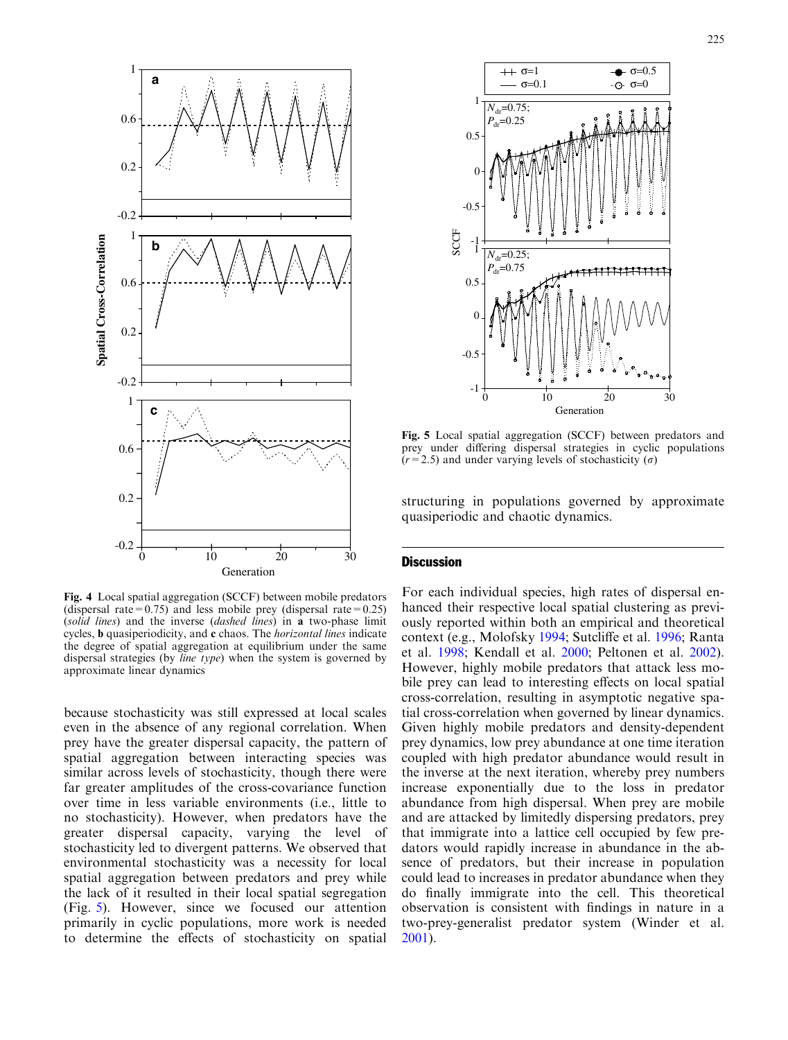**Fig. 4** Local spatial aggregation (SCCF) between mobile predators (dispersal rate = 0.75) and less mobile prey (dispersal rate = 0.25) (*solid lines*) and the inverse (*dashed lines*) in **a** two-phase limit cycles, **b** quasiperiodicity, and **c** chaos. The *horizontal lines* indicate the degree of spatial aggregation at equilibrium under the same dispersal strategies (by *line type*) when the system is governed by approximate linear dynamics

**Fig. 5** Local spatial aggregation (SCCF) between predators and prey under differing dispersal strategies in cyclic populations ($r = 2.5$) and under varying levels of stochasticity ($\sigma$)

because stochasticity was still expressed at local scales even in the absence of any regional correlation. When prey have the greater dispersal capacity, the pattern of spatial aggregation between interacting species was similar across levels of stochasticity, though there were far greater amplitudes of the cross-covariance function over time in less variable environments (i.e., little to no stochasticity). However, when predators have the greater dispersal capacity, varying the level of stochasticity led to divergent patterns. We observed that environmental stochasticity was a necessity for local spatial aggregation between predators and prey while the lack of it resulted in their local spatial segregation (Fig. 5). However, since we focused our attention primarily in cyclic populations, more work is needed to determine the effects of stochasticity on spatial structuring in populations governed by approximate quasiperiodic and chaotic dynamics.

## Discussion

For each individual species, high rates of dispersal enhanced their respective local spatial clustering as previously reported within both an empirical and theoretical context (e.g., Molofsky 1994; Sutcliffe et al. 1996; Ranta et al. 1998; Kendall et al. 2000; Peltonen et al. 2002). However, highly mobile predators that attack less mobile prey can lead to interesting effects on local spatial cross-correlation, resulting in asymptotic negative spatial cross-correlation when governed by linear dynamics. Given highly mobile predators and density-dependent prey dynamics, low prey abundance at one time iteration coupled with high predator abundance would result in the inverse at the next iteration, whereby prey numbers increase exponentially due to the loss in predator abundance from high dispersal. When prey are mobile and are attacked by limitedly dispersing predators, prey that immigrate into a lattice cell occupied by few predators would rapidly increase in abundance in the absence of predators, but their increase in population could lead to increases in predator abundance when they do finally immigrate into the cell. This theoretical observation is consistent with findings in nature in a two-prey-generalist predator system (Winder et al. 2001).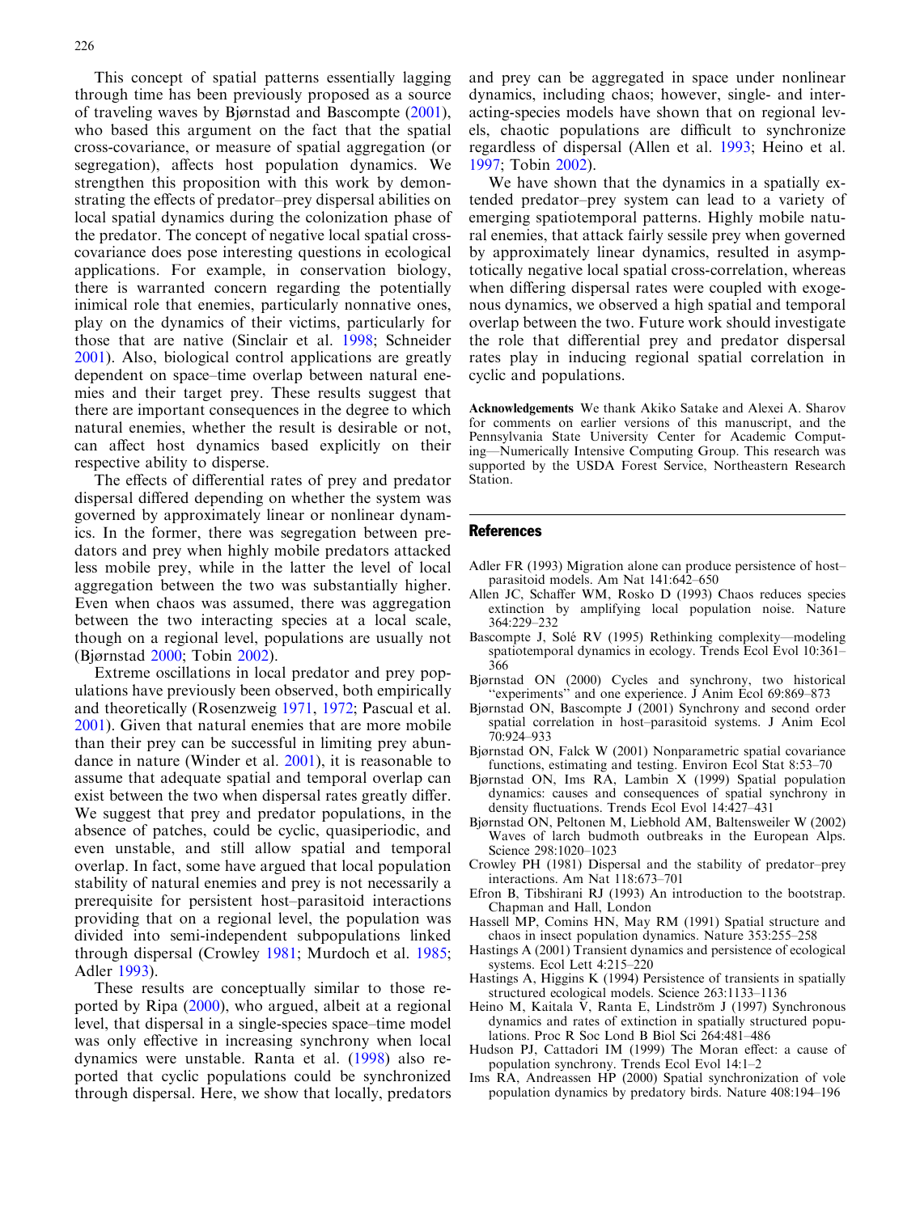This concept of spatial patterns essentially lagging through time has been previously proposed as a source of traveling waves by Bjørnstad and Bascompte (2001), who based this argument on the fact that the spatial cross-covariance, or measure of spatial aggregation (or segregation), affects host population dynamics. We strengthen this proposition with this work by demonstrating the effects of predator–prey dispersal abilities on local spatial dynamics during the colonization phase of the predator. The concept of negative local spatial cross-covariance does pose interesting questions in ecological applications. For example, in conservation biology, there is warranted concern regarding the potentially inimical role that enemies, particularly nonnative ones, play on the dynamics of their victims, particularly for those that are native (Sinclair et al. 1998; Schneider 2001). Also, biological control applications are greatly dependent on space–time overlap between natural enemies and their target prey. These results suggest that there are important consequences in the degree to which natural enemies, whether the result is desirable or not, can affect host dynamics based explicitly on their respective ability to disperse.

The effects of differential rates of prey and predator dispersal differed depending on whether the system was governed by approximately linear or nonlinear dynamics. In the former, there was segregation between predators and prey when highly mobile predators attacked less mobile prey, while in the latter the level of local aggregation between the two was substantially higher. Even when chaos was assumed, there was aggregation between the two interacting species at a local scale, though on a regional level, populations are usually not (Bjørnstad 2000; Tobin 2002).

Extreme oscillations in local predator and prey populations have previously been observed, both empirically and theoretically (Rosenzweig 1971, 1972; Pascual et al. 2001). Given that natural enemies that are more mobile than their prey can be successful in limiting prey abundance in nature (Winder et al. 2001), it is reasonable to assume that adequate spatial and temporal overlap can exist between the two when dispersal rates greatly differ. We suggest that prey and predator populations, in the absence of patches, could be cyclic, quasiperiodic, and even unstable, and still allow spatial and temporal overlap. In fact, some have argued that local population stability of natural enemies and prey is not necessarily a prerequisite for persistent host–parasitoid interactions providing that on a regional level, the population was divided into semi-independent subpopulations linked through dispersal (Crowley 1981; Murdoch et al. 1985; Adler 1993).

These results are conceptually similar to those reported by Ripa (2000), who argued, albeit at a regional level, that dispersal in a single-species space–time model was only effective in increasing synchrony when local dynamics were unstable. Ranta et al. (1998) also reported that cyclic populations could be synchronized through dispersal. Here, we show that locally, predators and prey can be aggregated in space under nonlinear dynamics, including chaos; however, single- and interacting-species models have shown that on regional levels, chaotic populations are difficult to synchronize regardless of dispersal (Allen et al. 1993; Heino et al. 1997; Tobin 2002).

We have shown that the dynamics in a spatially extended predator–prey system can lead to a variety of emerging spatiotemporal patterns. Highly mobile natural enemies, that attack fairly sessile prey when governed by approximately linear dynamics, resulted in asymptotically negative local spatial cross-correlation, whereas when differing dispersal rates were coupled with exogenous dynamics, we observed a high spatial and temporal overlap between the two. Future work should investigate the role that differential prey and predator dispersal rates play in inducing regional spatial correlation in cyclic and populations.

**Acknowledgements** We thank Akiko Satake and Alexei A. Sharov for comments on earlier versions of this manuscript, and the Pennsylvania State University Center for Academic Computing—Numerically Intensive Computing Group. This research was supported by the USDA Forest Service, Northeastern Research Station.

## References

Adler FR (1993) Migration alone can produce persistence of host–parasitoid models. Am Nat 141:642–650

Allen JC, Schaffer WM, Rosko D (1993) Chaos reduces species extinction by amplifying local population noise. Nature 364:229–232

Bascompte J, Solé RV (1995) Rethinking complexity—modeling spatiotemporal dynamics in ecology. Trends Ecol Evol 10:361–366

Bjørnstad ON (2000) Cycles and synchrony, two historical "experiments" and one experience. J Anim Ecol 69:869–873

Bjørnstad ON, Bascompte J (2001) Synchrony and second order spatial correlation in host–parasitoid systems. J Anim Ecol 70:924–933

Bjørnstad ON, Falck W (2001) Nonparametric spatial covariance functions, estimating and testing. Environ Ecol Stat 8:53–70

Bjørnstad ON, Ims RA, Lambin X (1999) Spatial population dynamics: causes and consequences of spatial synchrony in density fluctuations. Trends Ecol Evol 14:427–431

Bjørnstad ON, Peltonen M, Liebhold AM, Baltensweiler W (2002) Waves of larch budmoth outbreaks in the European Alps. Science 298:1020–1023

Crowley PH (1981) Dispersal and the stability of predator–prey interactions. Am Nat 118:673–701

Efron B, Tibshirani RJ (1993) An introduction to the bootstrap. Chapman and Hall, London

Hassell MP, Comins HN, May RM (1991) Spatial structure and chaos in insect population dynamics. Nature 353:255–258

Hastings A (2001) Transient dynamics and persistence of ecological systems. Ecol Lett 4:215–220

Hastings A, Higgins K (1994) Persistence of transients in spatially structured ecological models. Science 263:1133–1136

Heino M, Kaitala V, Ranta E, Lindström J (1997) Synchronous dynamics and rates of extinction in spatially structured populations. Proc R Soc Lond B Biol Sci 264:481–486

Hudson PJ, Cattadori IM (1999) The Moran effect: a cause of population synchrony. Trends Ecol Evol 14:1–2

Ims RA, Andreassen HP (2000) Spatial synchronization of vole population dynamics by predatory birds. Nature 408:194–196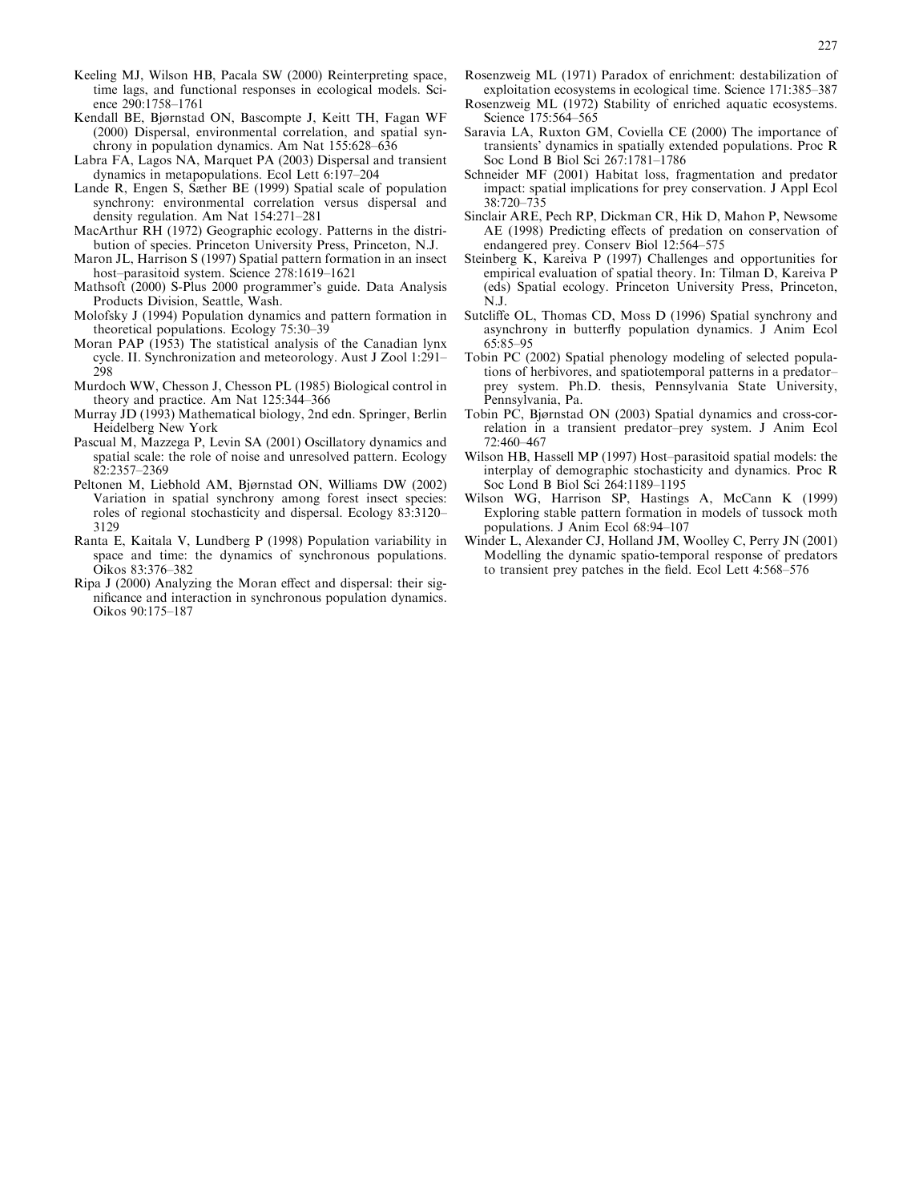Keeling MJ, Wilson HB, Pacala SW (2000) Reinterpreting space, time lags, and functional responses in ecological models. Science 290:1758–1761

Kendall BE, Bjørnstad ON, Bascompte J, Keitt TH, Fagan WF (2000) Dispersal, environmental correlation, and spatial synchrony in population dynamics. Am Nat 155:628–636

Labra FA, Lagos NA, Marquet PA (2003) Dispersal and transient dynamics in metapopulations. Ecol Lett 6:197–204

Lande R, Engen S, Sæther BE (1999) Spatial scale of population synchrony: environmental correlation versus dispersal and density regulation. Am Nat 154:271–281

MacArthur RH (1972) Geographic ecology. Patterns in the distribution of species. Princeton University Press, Princeton, N.J.

Maron JL, Harrison S (1997) Spatial pattern formation in an insect host–parasitoid system. Science 278:1619–1621

Mathsoft (2000) S-Plus 2000 programmer's guide. Data Analysis Products Division, Seattle, Wash.

Molofsky J (1994) Population dynamics and pattern formation in theoretical populations. Ecology 75:30–39

Moran PAP (1953) The statistical analysis of the Canadian lynx cycle. II. Synchronization and meteorology. Aust J Zool 1:291–298

Murdoch WW, Chesson J, Chesson PL (1985) Biological control in theory and practice. Am Nat 125:344–366

Murray JD (1993) Mathematical biology, 2nd edn. Springer, Berlin Heidelberg New York

Pascual M, Mazzega P, Levin SA (2001) Oscillatory dynamics and spatial scale: the role of noise and unresolved pattern. Ecology 82:2357–2369

Peltonen M, Liebhold AM, Bjørnstad ON, Williams DW (2002) Variation in spatial synchrony among forest insect species: roles of regional stochasticity and dispersal. Ecology 83:3120–3129

Ranta E, Kaitala V, Lundberg P (1998) Population variability in space and time: the dynamics of synchronous populations. Oikos 83:376–382

Ripa J (2000) Analyzing the Moran effect and dispersal: their significance and interaction in synchronous population dynamics. Oikos 90:175–187

Rosenzweig ML (1971) Paradox of enrichment: destabilization of exploitation ecosystems in ecological time. Science 171:385–387

Rosenzweig ML (1972) Stability of enriched aquatic ecosystems. Science 175:564–565

Saravia LA, Ruxton GM, Coviella CE (2000) The importance of transients' dynamics in spatially extended populations. Proc R Soc Lond B Biol Sci 267:1781–1786

Schneider MF (2001) Habitat loss, fragmentation and predator impact: spatial implications for prey conservation. J Appl Ecol 38:720–735

Sinclair ARE, Pech RP, Dickman CR, Hik D, Mahon P, Newsome AE (1998) Predicting effects of predation on conservation of endangered prey. Conserv Biol 12:564–575

Steinberg K, Kareiva P (1997) Challenges and opportunities for empirical evaluation of spatial theory. In: Tilman D, Kareiva P (eds) Spatial ecology. Princeton University Press, Princeton, N.J.

Sutcliffe OL, Thomas CD, Moss D (1996) Spatial synchrony and asynchrony in butterfly population dynamics. J Anim Ecol 65:85–95

Tobin PC (2002) Spatial phenology modeling of selected populations of herbivores, and spatiotemporal patterns in a predator–prey system. Ph.D. thesis, Pennsylvania State University, Pennsylvania, Pa.

Tobin PC, Bjørnstad ON (2003) Spatial dynamics and cross-correlation in a transient predator–prey system. J Anim Ecol 72:460–467

Wilson HB, Hassell MP (1997) Host–parasitoid spatial models: the interplay of demographic stochasticity and dynamics. Proc R Soc Lond B Biol Sci 264:1189–1195

Wilson WG, Harrison SP, Hastings A, McCann K (1999) Exploring stable pattern formation in models of tussock moth populations. J Anim Ecol 68:94–107

Winder L, Alexander CJ, Holland JM, Woolley C, Perry JN (2001) Modelling the dynamic spatio-temporal response of predators to transient prey patches in the field. Ecol Lett 4:568–576